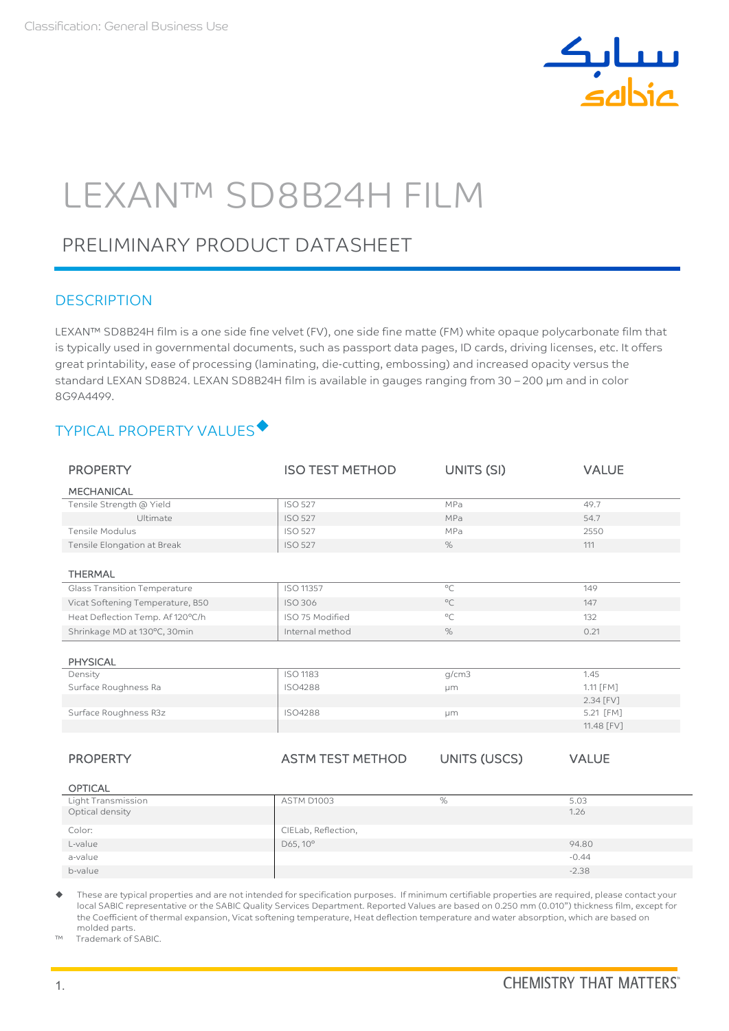Classification: General Business Use

# LEXAN™ SD8B24H FILM

## PRELIMINARY PRODUCT DATASHEET

### DESCRIPTION

LEXAN™ SD8B24H film is a one side fine velvet (FV), one side fine matte (FM) white opaque polycarbonate film that is typically used in governmental documents, such as passport data pages, ID cards, driving licenses, etc. It offers great printability, ease of processing (laminating, die-cutting, embossing) and increased opacity versus the standard LEXAN SD8B24. LEXAN SD8B24H film is available in gauges ranging from 30 – 200 µm and in color 8G9A4499.

### TYPICAL PROPERTY VALUES◆

| PROPERTY | ISO TEST METHOD | UNITS (SI) | VALUE |
|---|---|---|---|
| **MECHANICAL** | | | |
| Tensile Strength @ Yield | ISO 527 | MPa | 49.7 |
| Ultimate | ISO 527 | MPa | 54.7 |
| Tensile Modulus | ISO 527 | MPa | 2550 |
| Tensile Elongation at Break | ISO 527 | % | 111 |
| **THERMAL** | | | |
| Glass Transition Temperature | ISO 11357 | °C | 149 |
| Vicat Softening Temperature, B50 | ISO 306 | °C | 147 |
| Heat Deflection Temp. Af 120°C/h | ISO 75 Modified | °C | 132 |
| Shrinkage MD at 130°C, 30min | Internal method | % | 0.21 |
| **PHYSICAL** | | | |
| Density | ISO 1183 | g/cm3 | 1.45 |
| Surface Roughness Ra | ISO4288 | µm | 1.11 [FM] |
| | | | 2.34 [FV] |
| Surface Roughness R3z | ISO4288 | µm | 5.21 [FM] |
| | | | 11.48 [FV] |

| PROPERTY | ASTM TEST METHOD | UNITS (USCS) | VALUE |
|---|---|---|---|
| **OPTICAL** | | | |
| Light Transmission | ASTM D1003 | % | 5.03 |
| Optical density | | | 1.26 |
| Color: | CIELab, Reflection, | | |
| L-value | D65, 10° | | 94.80 |
| a-value | | | -0.44 |
| b-value | | | -2.38 |

◆ These are typical properties and are not intended for specification purposes. If minimum certifiable properties are required, please contact your local SABIC representative or the SABIC Quality Services Department. Reported Values are based on 0.250 mm (0.010") thickness film, except for the Coefficient of thermal expansion, Vicat softening temperature, Heat deflection temperature and water absorption, which are based on molded parts.

™ Trademark of SABIC.

CHEMISTRY THAT MATTERS™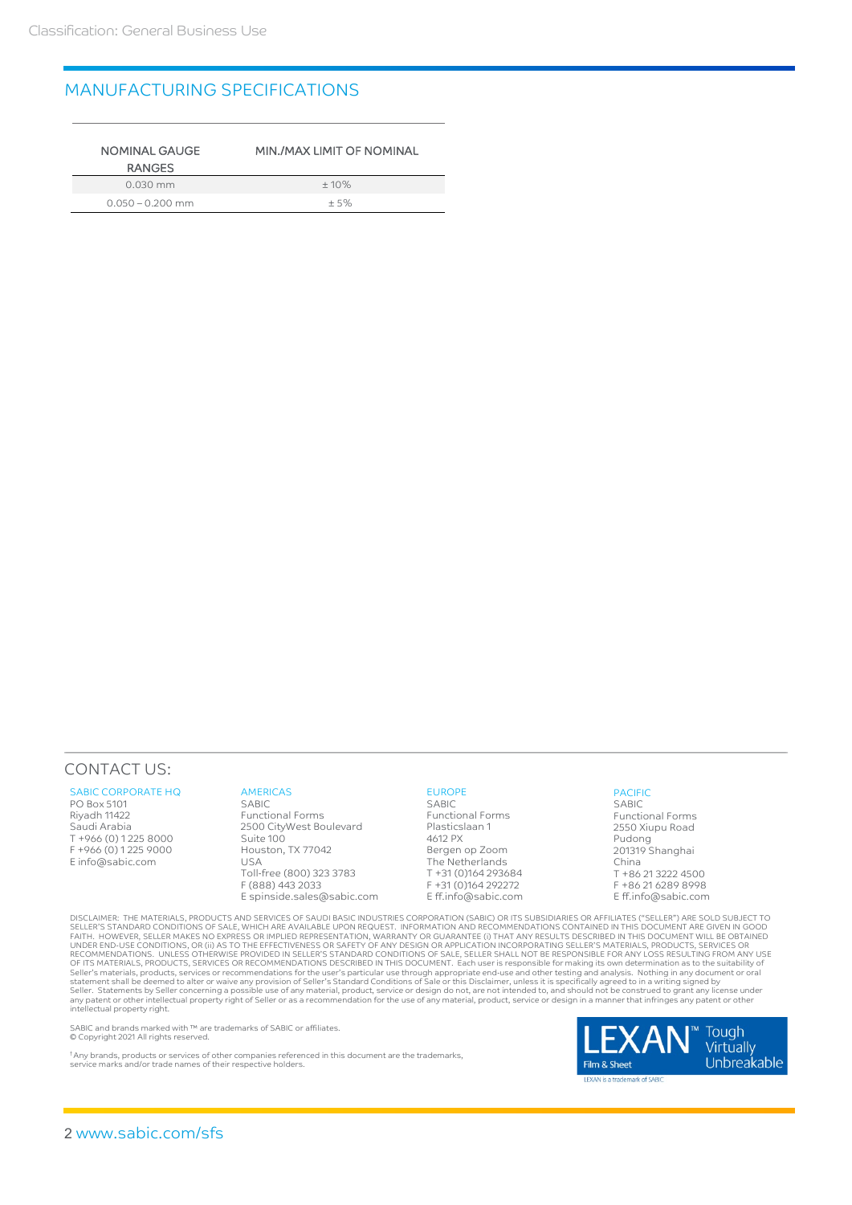## MANUFACTURING SPECIFICATIONS

| NOMINAL GAUGE RANGES | MIN./MAX LIMIT OF NOMINAL |
|---|---|
| 0.030 mm | ± 10% |
| 0.050 – 0.200 mm | ± 5% |

## CONTACT US:

**SABIC CORPORATE HQ**
PO Box 5101
Riyadh 11422
Saudi Arabia
T +966 (0) 1 225 8000
F +966 (0) 1 225 9000
E info@sabic.com

**AMERICAS**
SABIC
Functional Forms
2500 CityWest Boulevard
Suite 100
Houston, TX 77042
USA
Toll-free (800) 323 3783
F (888) 443 2033
E spinside.sales@sabic.com

**EUROPE**
SABIC
Functional Forms
Plasticslaan 1
4612 PX
Bergen op Zoom
The Netherlands
T +31 (0)164 293684
F +31 (0)164 292272
E ff.info@sabic.com

**PACIFIC**
SABIC
Functional Forms
2550 Xiupu Road
Pudong
201319 Shanghai
China
T +86 21 3222 4500
F +86 21 6289 8998
E ff.info@sabic.com

DISCLAIMER: THE MATERIALS, PRODUCTS AND SERVICES OF SAUDI BASIC INDUSTRIES CORPORATION (SABIC) OR ITS SUBSIDIARIES OR AFFILIATES ("SELLER") ARE SOLD SUBJECT TO SELLER'S STANDARD CONDITIONS OF SALE, WHICH ARE AVAILABLE UPON REQUEST. INFORMATION AND RECOMMENDATIONS CONTAINED IN THIS DOCUMENT ARE GIVEN IN GOOD FAITH. HOWEVER, SELLER MAKES NO EXPRESS OR IMPLIED REPRESENTATION, WARRANTY OR GUARANTEE (i) THAT ANY RESULTS DESCRIBED IN THIS DOCUMENT WILL BE OBTAINED UNDER END-USE CONDITIONS, OR (ii) AS TO THE EFFECTIVENESS OR SAFETY OF ANY DESIGN OR APPLICATION INCORPORATING SELLER'S MATERIALS, PRODUCTS, SERVICES OR RECOMMENDATIONS. UNLESS OTHERWISE PROVIDED IN SELLER'S STANDARD CONDITIONS OF SALE, SELLER SHALL NOT BE RESPONSIBLE FOR ANY LOSS RESULTING FROM ANY USE OF ITS MATERIALS, PRODUCTS, SERVICES OR RECOMMENDATIONS DESCRIBED IN THIS DOCUMENT. Each user is responsible for making its own determination as to the suitability of Seller's materials, products, services or recommendations for the user's particular use through appropriate end-use and other testing and analysis. Nothing in any document or oral statement shall be deemed to alter or waive any provision of Seller's Standard Conditions of Sale or this Disclaimer, unless it is specifically agreed to in a writing signed by Seller. Statements by Seller concerning a possible use of any material, product, service or design do not, are not intended to, and should not be construed to grant any license under any patent or other intellectual property right of Seller or as a recommendation for the use of any material, product, service or design in a manner that infringes any patent or other intellectual property right.

SABIC and brands marked with ™ are trademarks of SABIC or affiliates.
© Copyright 2021 All rights reserved.

† Any brands, products or services of other companies referenced in this document are the trademarks, service marks and/or trade names of their respective holders.

LEXAN™ Film & Sheet — Tough Virtually Unbreakable

LEXAN is a trademark of SABIC.

www.sabic.com/sfs